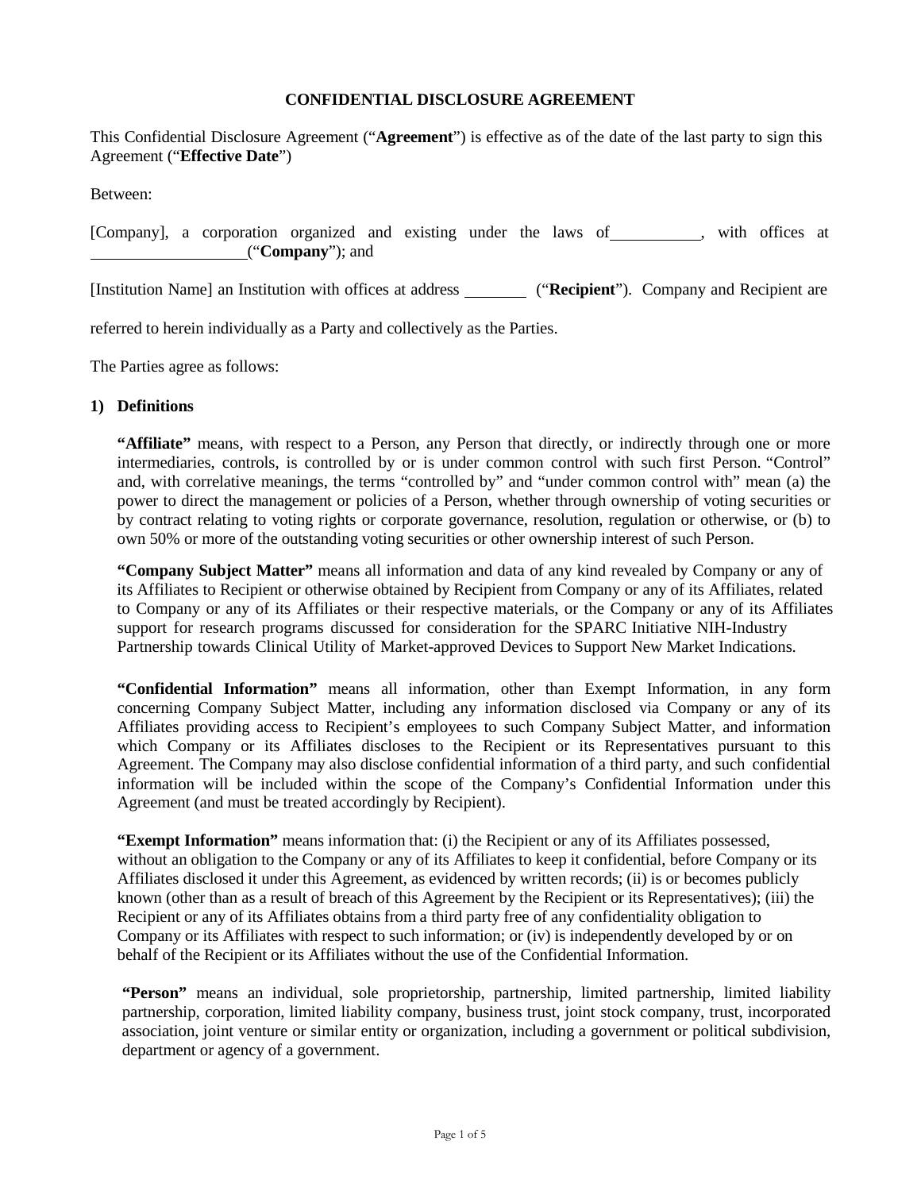# CONFIDENTIAL DISCLOSURE AGREEMENT

This Confidential Disclosure Agreement ("**Agreement**") is effective as of the date of the last party to sign this Agreement ("**Effective Date**")

Between:

[Company], a corporation organized and existing under the laws of __________, with offices at __________________("**Company**"); and

[Institution Name] an Institution with offices at address ________ ("**Recipient**"). Company and Recipient are referred to herein individually as a Party and collectively as the Parties.

The Parties agree as follows:

## 1) Definitions

**"Affiliate"** means, with respect to a Person, any Person that directly, or indirectly through one or more intermediaries, controls, is controlled by or is under common control with such first Person. "Control" and, with correlative meanings, the terms "controlled by" and "under common control with" mean (a) the power to direct the management or policies of a Person, whether through ownership of voting securities or by contract relating to voting rights or corporate governance, resolution, regulation or otherwise, or (b) to own 50% or more of the outstanding voting securities or other ownership interest of such Person.

**"Company Subject Matter"** means all information and data of any kind revealed by Company or any of its Affiliates to Recipient or otherwise obtained by Recipient from Company or any of its Affiliates, related to Company or any of its Affiliates or their respective materials, or the Company or any of its Affiliates support for research programs discussed for consideration for the SPARC Initiative NIH-Industry Partnership towards Clinical Utility of Market-approved Devices to Support New Market Indications.

**"Confidential Information"** means all information, other than Exempt Information, in any form concerning Company Subject Matter, including any information disclosed via Company or any of its Affiliates providing access to Recipient's employees to such Company Subject Matter, and information which Company or its Affiliates discloses to the Recipient or its Representatives pursuant to this Agreement. The Company may also disclose confidential information of a third party, and such confidential information will be included within the scope of the Company's Confidential Information under this Agreement (and must be treated accordingly by Recipient).

**"Exempt Information"** means information that: (i) the Recipient or any of its Affiliates possessed, without an obligation to the Company or any of its Affiliates to keep it confidential, before Company or its Affiliates disclosed it under this Agreement, as evidenced by written records; (ii) is or becomes publicly known (other than as a result of breach of this Agreement by the Recipient or its Representatives); (iii) the Recipient or any of its Affiliates obtains from a third party free of any confidentiality obligation to Company or its Affiliates with respect to such information; or (iv) is independently developed by or on behalf of the Recipient or its Affiliates without the use of the Confidential Information.

**"Person"** means an individual, sole proprietorship, partnership, limited partnership, limited liability partnership, corporation, limited liability company, business trust, joint stock company, trust, incorporated association, joint venture or similar entity or organization, including a government or political subdivision, department or agency of a government.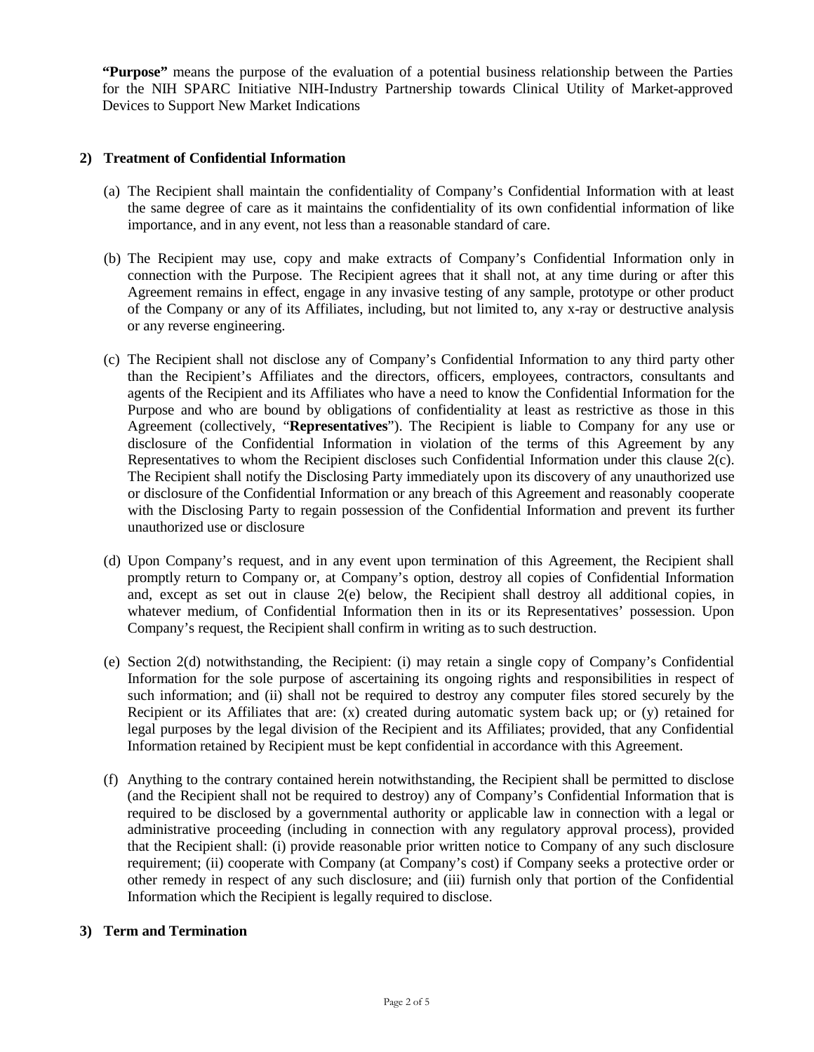**"Purpose"** means the purpose of the evaluation of a potential business relationship between the Parties for the NIH SPARC Initiative NIH-Industry Partnership towards Clinical Utility of Market-approved Devices to Support New Market Indications

**2) Treatment of Confidential Information**

(a) The Recipient shall maintain the confidentiality of Company's Confidential Information with at least the same degree of care as it maintains the confidentiality of its own confidential information of like importance, and in any event, not less than a reasonable standard of care.

(b) The Recipient may use, copy and make extracts of Company's Confidential Information only in connection with the Purpose. The Recipient agrees that it shall not, at any time during or after this Agreement remains in effect, engage in any invasive testing of any sample, prototype or other product of the Company or any of its Affiliates, including, but not limited to, any x-ray or destructive analysis or any reverse engineering.

(c) The Recipient shall not disclose any of Company's Confidential Information to any third party other than the Recipient's Affiliates and the directors, officers, employees, contractors, consultants and agents of the Recipient and its Affiliates who have a need to know the Confidential Information for the Purpose and who are bound by obligations of confidentiality at least as restrictive as those in this Agreement (collectively, "**Representatives**"). The Recipient is liable to Company for any use or disclosure of the Confidential Information in violation of the terms of this Agreement by any Representatives to whom the Recipient discloses such Confidential Information under this clause 2(c). The Recipient shall notify the Disclosing Party immediately upon its discovery of any unauthorized use or disclosure of the Confidential Information or any breach of this Agreement and reasonably cooperate with the Disclosing Party to regain possession of the Confidential Information and prevent its further unauthorized use or disclosure

(d) Upon Company's request, and in any event upon termination of this Agreement, the Recipient shall promptly return to Company or, at Company's option, destroy all copies of Confidential Information and, except as set out in clause 2(e) below, the Recipient shall destroy all additional copies, in whatever medium, of Confidential Information then in its or its Representatives' possession. Upon Company's request, the Recipient shall confirm in writing as to such destruction.

(e) Section 2(d) notwithstanding, the Recipient: (i) may retain a single copy of Company's Confidential Information for the sole purpose of ascertaining its ongoing rights and responsibilities in respect of such information; and (ii) shall not be required to destroy any computer files stored securely by the Recipient or its Affiliates that are: (x) created during automatic system back up; or (y) retained for legal purposes by the legal division of the Recipient and its Affiliates; provided, that any Confidential Information retained by Recipient must be kept confidential in accordance with this Agreement.

(f) Anything to the contrary contained herein notwithstanding, the Recipient shall be permitted to disclose (and the Recipient shall not be required to destroy) any of Company's Confidential Information that is required to be disclosed by a governmental authority or applicable law in connection with a legal or administrative proceeding (including in connection with any regulatory approval process), provided that the Recipient shall: (i) provide reasonable prior written notice to Company of any such disclosure requirement; (ii) cooperate with Company (at Company's cost) if Company seeks a protective order or other remedy in respect of any such disclosure; and (iii) furnish only that portion of the Confidential Information which the Recipient is legally required to disclose.

**3) Term and Termination**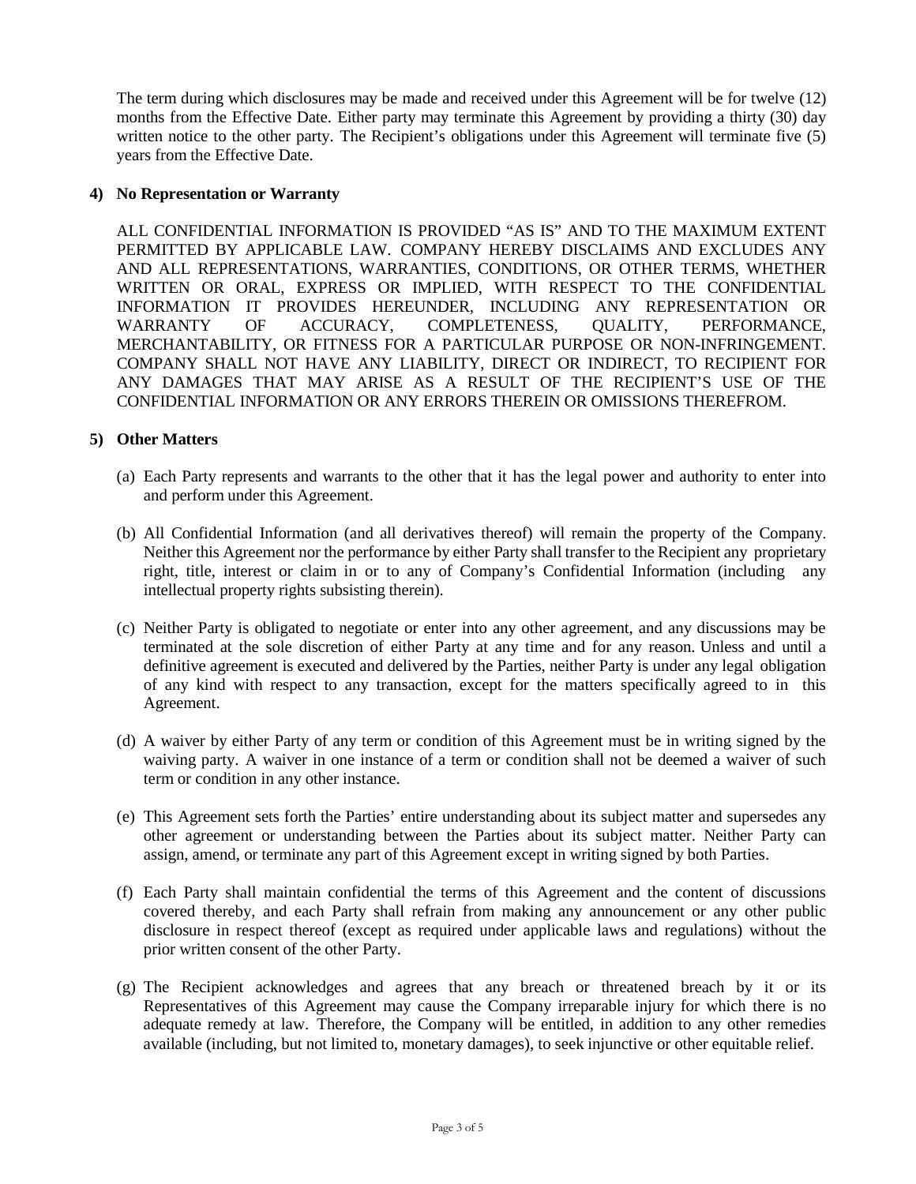The term during which disclosures may be made and received under this Agreement will be for twelve (12) months from the Effective Date. Either party may terminate this Agreement by providing a thirty (30) day written notice to the other party. The Recipient's obligations under this Agreement will terminate five (5) years from the Effective Date.

**4) No Representation or Warranty**

ALL CONFIDENTIAL INFORMATION IS PROVIDED "AS IS" AND TO THE MAXIMUM EXTENT PERMITTED BY APPLICABLE LAW. COMPANY HEREBY DISCLAIMS AND EXCLUDES ANY AND ALL REPRESENTATIONS, WARRANTIES, CONDITIONS, OR OTHER TERMS, WHETHER WRITTEN OR ORAL, EXPRESS OR IMPLIED, WITH RESPECT TO THE CONFIDENTIAL INFORMATION IT PROVIDES HEREUNDER, INCLUDING ANY REPRESENTATION OR WARRANTY OF ACCURACY, COMPLETENESS, QUALITY, PERFORMANCE, MERCHANTABILITY, OR FITNESS FOR A PARTICULAR PURPOSE OR NON-INFRINGEMENT. COMPANY SHALL NOT HAVE ANY LIABILITY, DIRECT OR INDIRECT, TO RECIPIENT FOR ANY DAMAGES THAT MAY ARISE AS A RESULT OF THE RECIPIENT'S USE OF THE CONFIDENTIAL INFORMATION OR ANY ERRORS THEREIN OR OMISSIONS THEREFROM.

**5) Other Matters**

(a) Each Party represents and warrants to the other that it has the legal power and authority to enter into and perform under this Agreement.

(b) All Confidential Information (and all derivatives thereof) will remain the property of the Company. Neither this Agreement nor the performance by either Party shall transfer to the Recipient any proprietary right, title, interest or claim in or to any of Company's Confidential Information (including any intellectual property rights subsisting therein).

(c) Neither Party is obligated to negotiate or enter into any other agreement, and any discussions may be terminated at the sole discretion of either Party at any time and for any reason. Unless and until a definitive agreement is executed and delivered by the Parties, neither Party is under any legal obligation of any kind with respect to any transaction, except for the matters specifically agreed to in this Agreement.

(d) A waiver by either Party of any term or condition of this Agreement must be in writing signed by the waiving party. A waiver in one instance of a term or condition shall not be deemed a waiver of such term or condition in any other instance.

(e) This Agreement sets forth the Parties' entire understanding about its subject matter and supersedes any other agreement or understanding between the Parties about its subject matter. Neither Party can assign, amend, or terminate any part of this Agreement except in writing signed by both Parties.

(f) Each Party shall maintain confidential the terms of this Agreement and the content of discussions covered thereby, and each Party shall refrain from making any announcement or any other public disclosure in respect thereof (except as required under applicable laws and regulations) without the prior written consent of the other Party.

(g) The Recipient acknowledges and agrees that any breach or threatened breach by it or its Representatives of this Agreement may cause the Company irreparable injury for which there is no adequate remedy at law. Therefore, the Company will be entitled, in addition to any other remedies available (including, but not limited to, monetary damages), to seek injunctive or other equitable relief.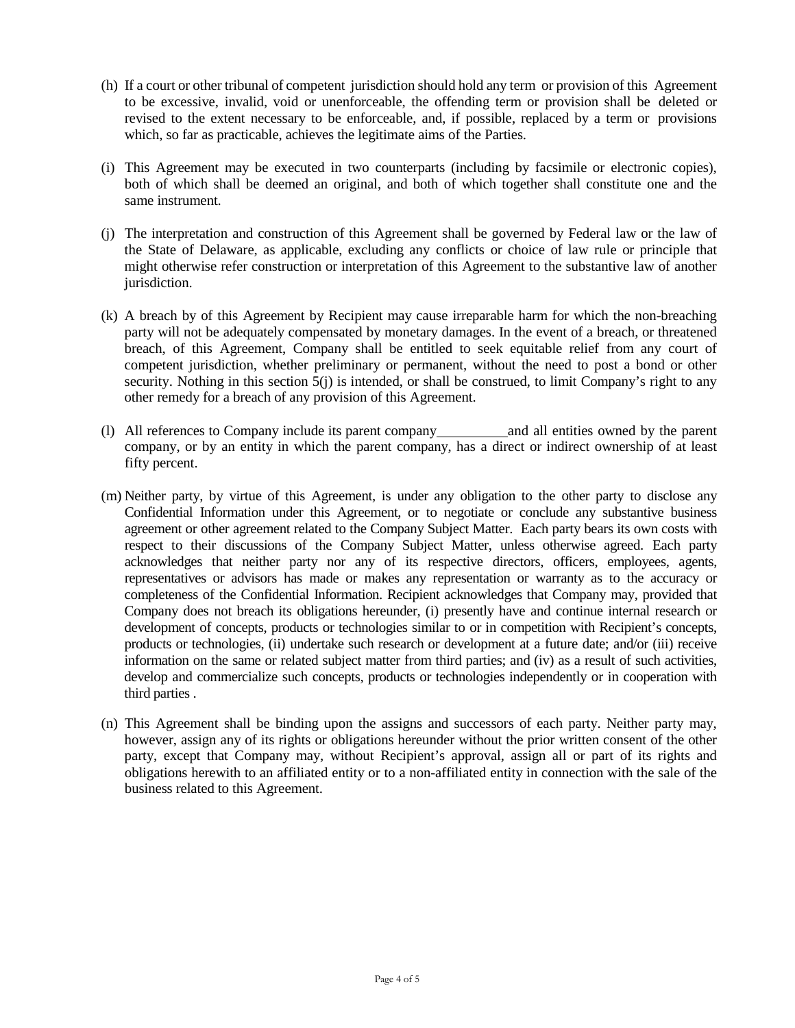(h) If a court or other tribunal of competent jurisdiction should hold any term or provision of this Agreement to be excessive, invalid, void or unenforceable, the offending term or provision shall be deleted or revised to the extent necessary to be enforceable, and, if possible, replaced by a term or provisions which, so far as practicable, achieves the legitimate aims of the Parties.

(i) This Agreement may be executed in two counterparts (including by facsimile or electronic copies), both of which shall be deemed an original, and both of which together shall constitute one and the same instrument.

(j) The interpretation and construction of this Agreement shall be governed by Federal law or the law of the State of Delaware, as applicable, excluding any conflicts or choice of law rule or principle that might otherwise refer construction or interpretation of this Agreement to the substantive law of another jurisdiction.

(k) A breach by of this Agreement by Recipient may cause irreparable harm for which the non-breaching party will not be adequately compensated by monetary damages. In the event of a breach, or threatened breach, of this Agreement, Company shall be entitled to seek equitable relief from any court of competent jurisdiction, whether preliminary or permanent, without the need to post a bond or other security. Nothing in this section 5(j) is intended, or shall be construed, to limit Company's right to any other remedy for a breach of any provision of this Agreement.

(l) All references to Company include its parent company__________ and all entities owned by the parent company, or by an entity in which the parent company, has a direct or indirect ownership of at least fifty percent.

(m) Neither party, by virtue of this Agreement, is under any obligation to the other party to disclose any Confidential Information under this Agreement, or to negotiate or conclude any substantive business agreement or other agreement related to the Company Subject Matter. Each party bears its own costs with respect to their discussions of the Company Subject Matter, unless otherwise agreed. Each party acknowledges that neither party nor any of its respective directors, officers, employees, agents, representatives or advisors has made or makes any representation or warranty as to the accuracy or completeness of the Confidential Information. Recipient acknowledges that Company may, provided that Company does not breach its obligations hereunder, (i) presently have and continue internal research or development of concepts, products or technologies similar to or in competition with Recipient's concepts, products or technologies, (ii) undertake such research or development at a future date; and/or (iii) receive information on the same or related subject matter from third parties; and (iv) as a result of such activities, develop and commercialize such concepts, products or technologies independently or in cooperation with third parties .

(n) This Agreement shall be binding upon the assigns and successors of each party. Neither party may, however, assign any of its rights or obligations hereunder without the prior written consent of the other party, except that Company may, without Recipient's approval, assign all or part of its rights and obligations herewith to an affiliated entity or to a non-affiliated entity in connection with the sale of the business related to this Agreement.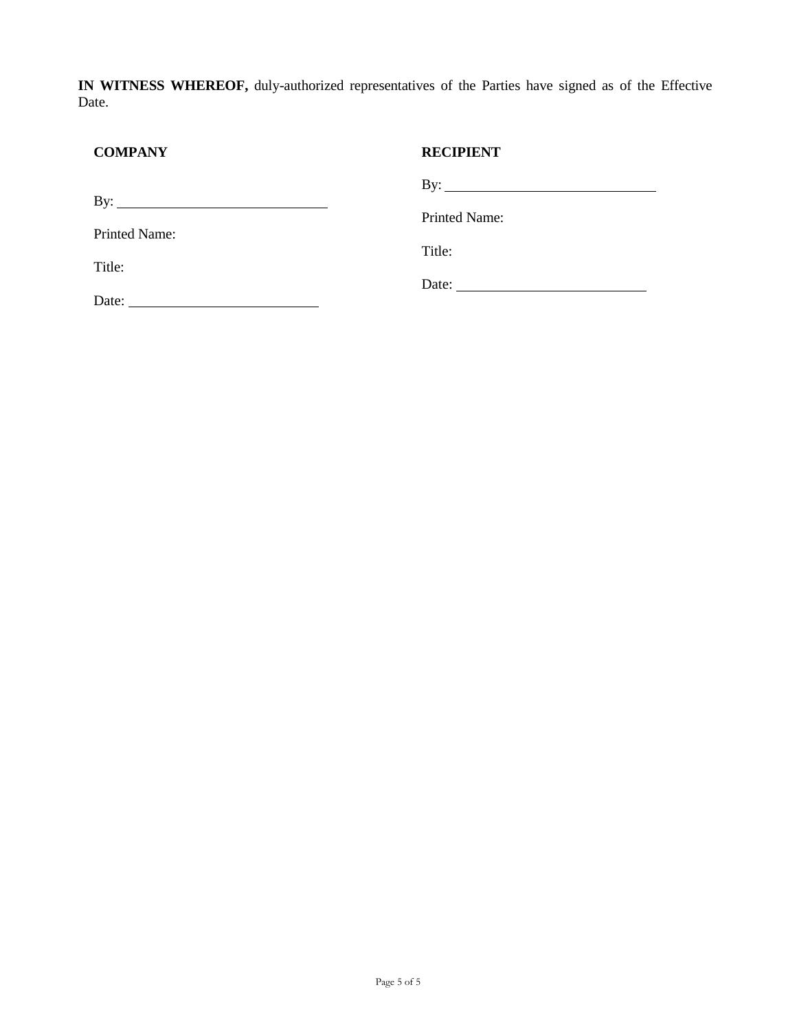**IN WITNESS WHEREOF,** duly-authorized representatives of the Parties have signed as of the Effective Date.

**COMPANY**

By: ______________________________

Printed Name:

Title:

Date: ___________________________

**RECIPIENT**

By: ______________________________

Printed Name:

Title:

Date: ___________________________